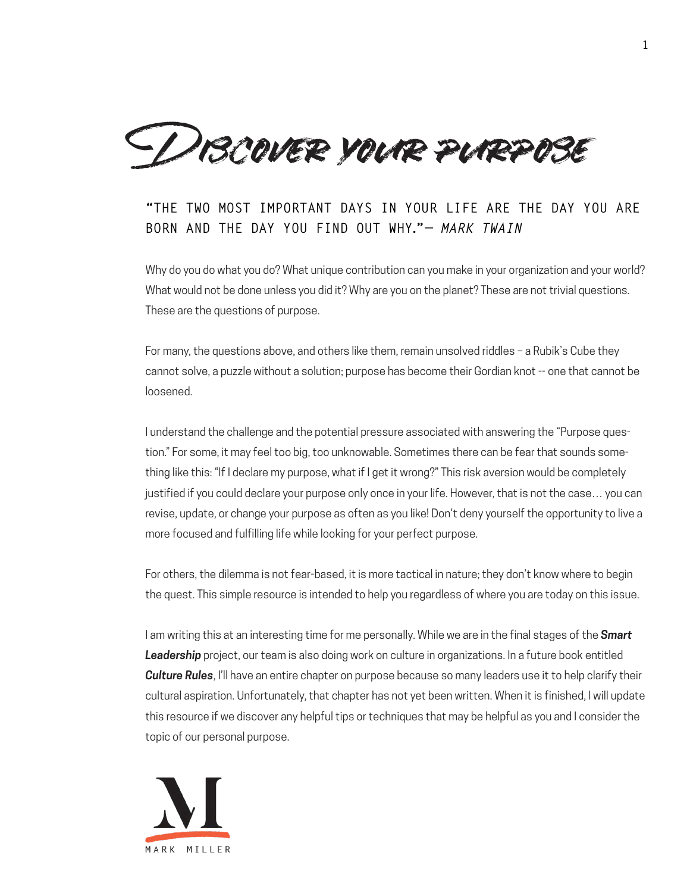# Discover your purpose

**"THE TWO MOST IMPORTANT DAYS IN YOUR LIFE ARE THE DAY YOU ARE BORN AND THE DAY YOU FIND OUT WHY."— *MARK TWAIN***

Why do you do what you do? What unique contribution can you make in your organization and your world? What would not be done unless you did it? Why are you on the planet? These are not trivial questions. These are the questions of purpose.

For many, the questions above, and others like them, remain unsolved riddles – a Rubik's Cube they cannot solve, a puzzle without a solution; purpose has become their Gordian knot -- one that cannot be loosened.

I understand the challenge and the potential pressure associated with answering the "Purpose question." For some, it may feel too big, too unknowable. Sometimes there can be fear that sounds something like this: "If I declare my purpose, what if I get it wrong?" This risk aversion would be completely justified if you could declare your purpose only once in your life. However, that is not the case… you can revise, update, or change your purpose as often as you like! Don't deny yourself the opportunity to live a more focused and fulfilling life while looking for your perfect purpose.

For others, the dilemma is not fear-based, it is more tactical in nature; they don't know where to begin the quest. This simple resource is intended to help you regardless of where you are today on this issue.

I am writing this at an interesting time for me personally. While we are in the final stages of the ***Smart Leadership*** project, our team is also doing work on culture in organizations. In a future book entitled ***Culture Rules***, I'll have an entire chapter on purpose because so many leaders use it to help clarify their cultural aspiration. Unfortunately, that chapter has not yet been written. When it is finished, I will update this resource if we discover any helpful tips or techniques that may be helpful as you and I consider the topic of our personal purpose.

MARK MILLER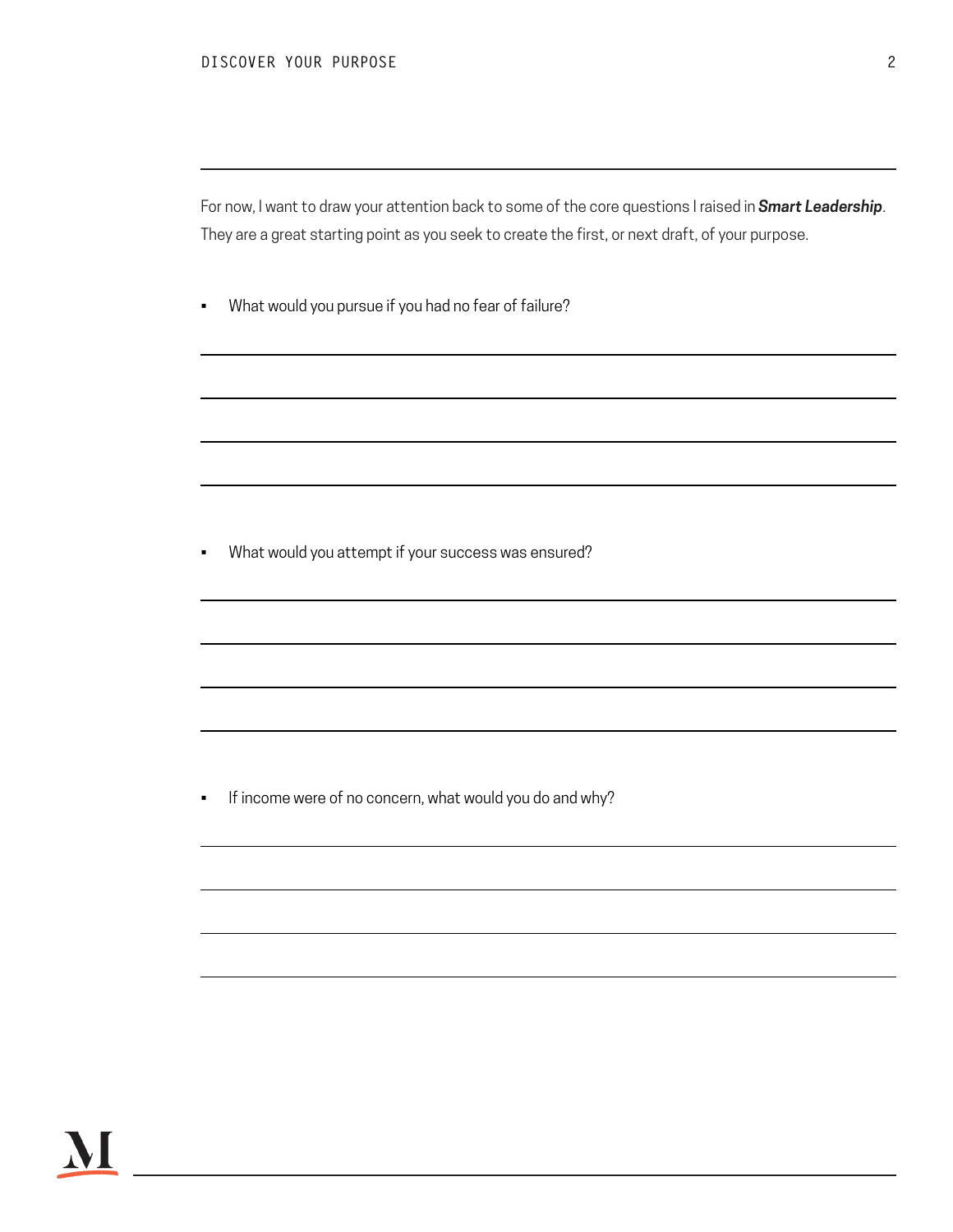For now, I want to draw your attention back to some of the core questions I raised in ***Smart Leadership***. They are a great starting point as you seek to create the first, or next draft, of your purpose.

- What would you pursue if you had no fear of failure?

- What would you attempt if your success was ensured?

- If income were of no concern, what would you do and why?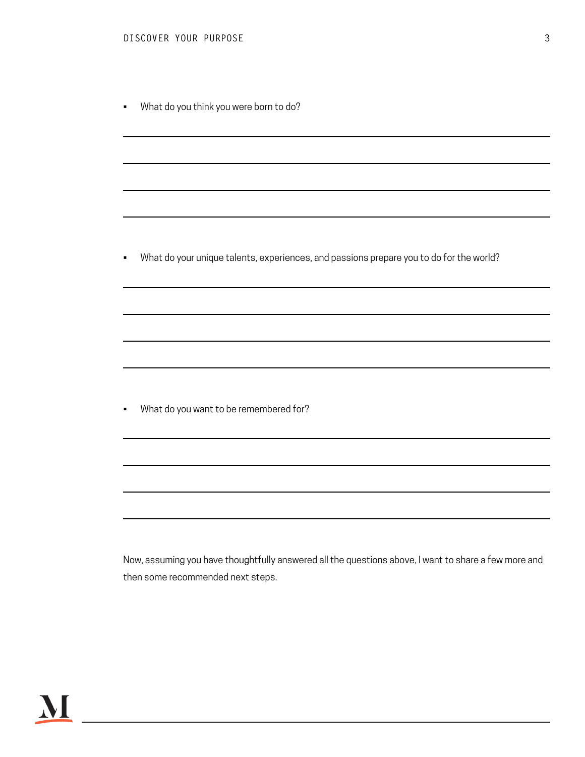- What do you think you were born to do?

- What do your unique talents, experiences, and passions prepare you to do for the world?

- What do you want to be remembered for?

Now, assuming you have thoughtfully answered all the questions above, I want to share a few more and then some recommended next steps.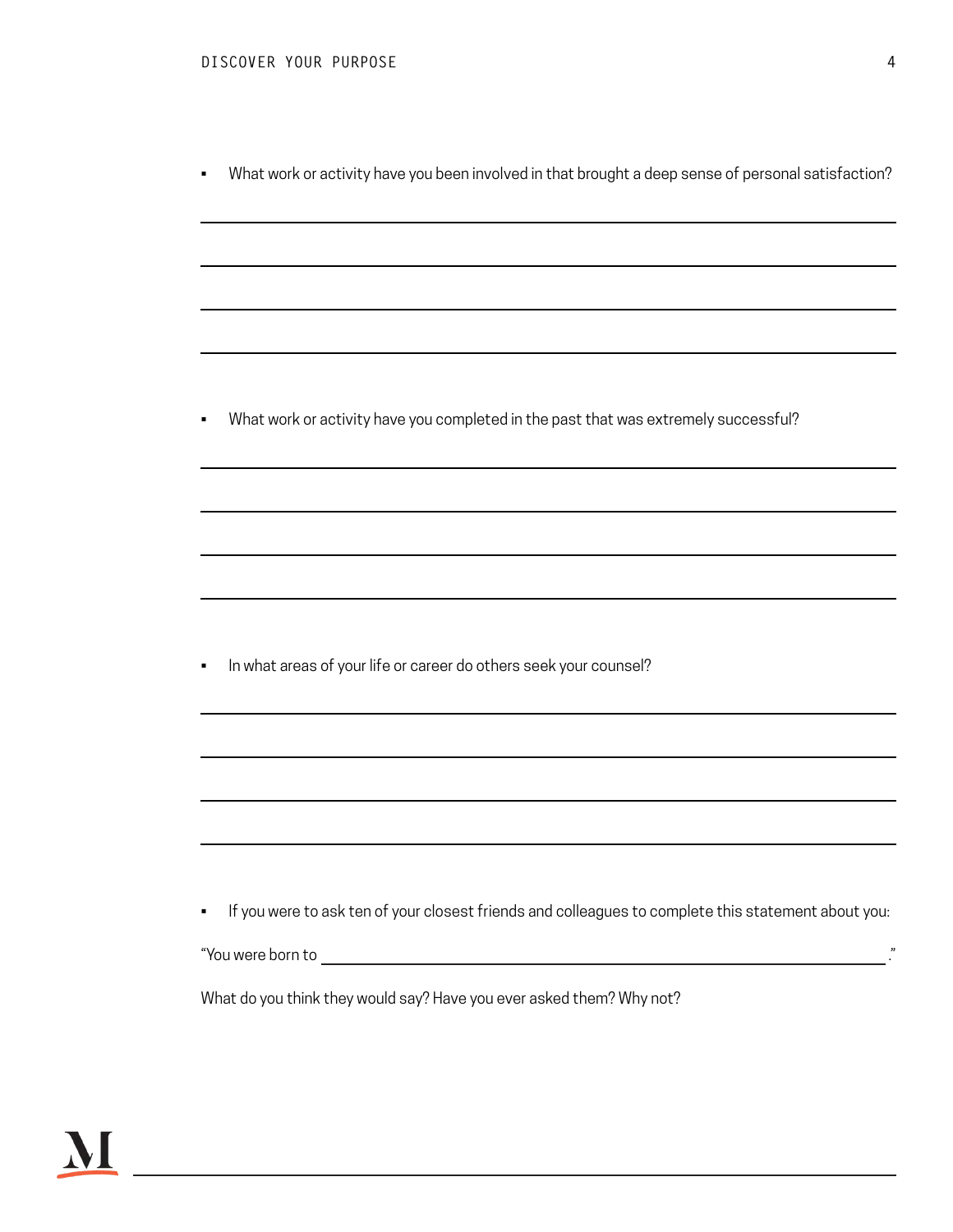- What work or activity have you been involved in that brought a deep sense of personal satisfaction?

- What work or activity have you completed in the past that was extremely successful?

- In what areas of your life or career do others seek your counsel?

- If you were to ask ten of your closest friends and colleagues to complete this statement about you:

"You were born to \_\_\_\_\_\_\_\_\_\_\_\_\_\_\_\_\_\_\_\_\_\_\_\_\_\_\_\_\_\_\_\_\_\_\_\_\_\_\_\_."

What do you think they would say? Have you ever asked them? Why not?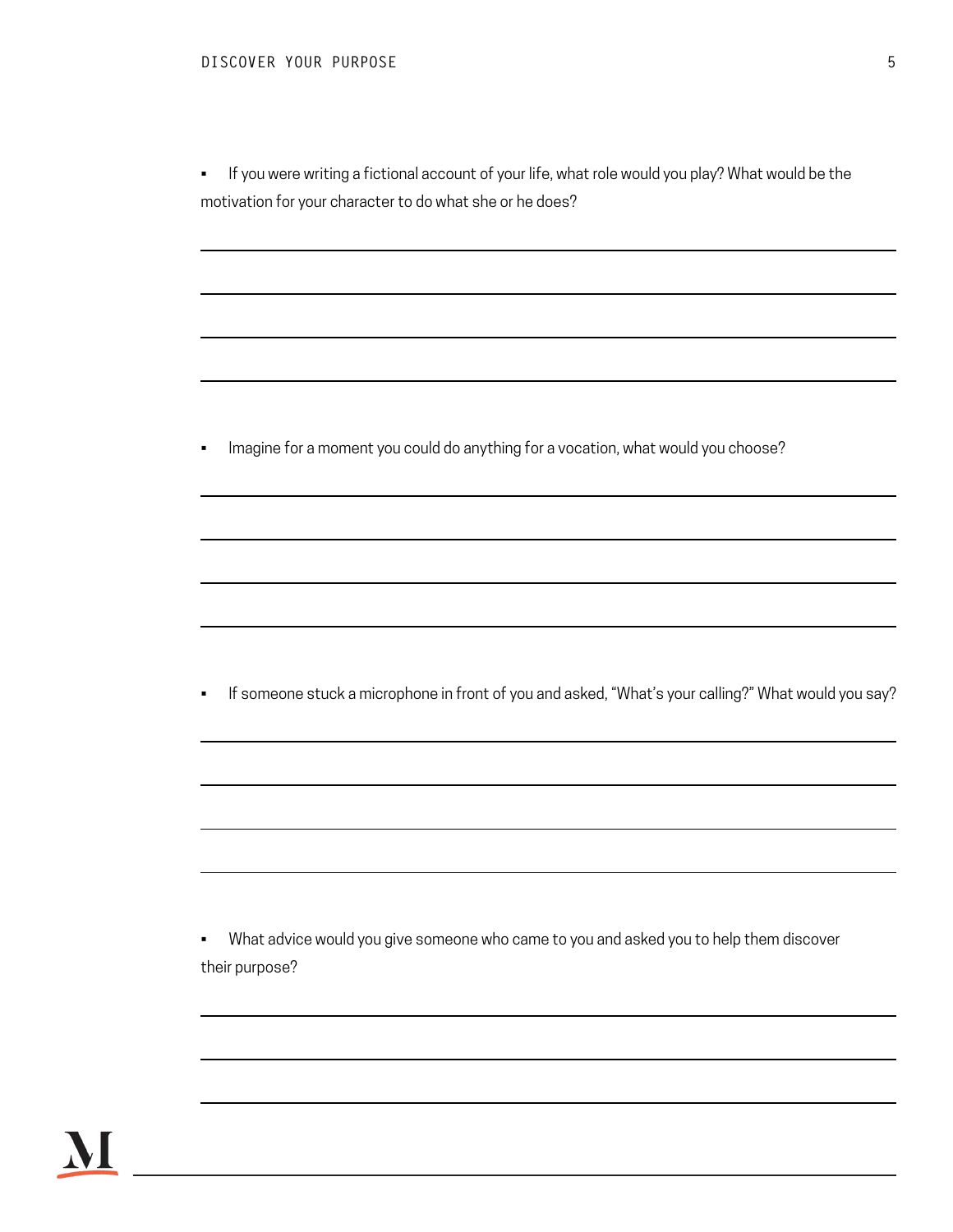- If you were writing a fictional account of your life, what role would you play? What would be the motivation for your character to do what she or he does?

- Imagine for a moment you could do anything for a vocation, what would you choose?

- If someone stuck a microphone in front of you and asked, "What's your calling?" What would you say?

- What advice would you give someone who came to you and asked you to help them discover their purpose?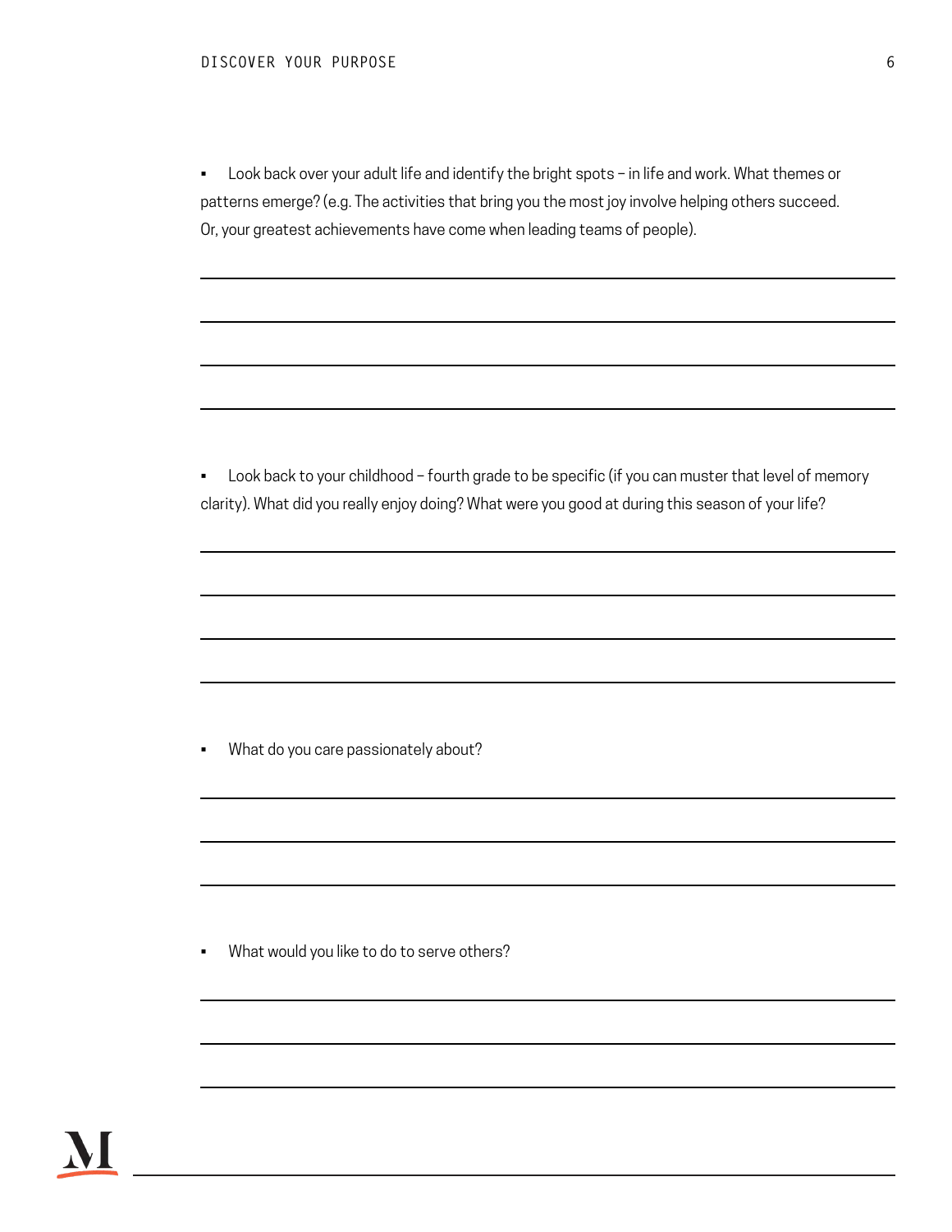- Look back over your adult life and identify the bright spots – in life and work. What themes or patterns emerge? (e.g. The activities that bring you the most joy involve helping others succeed. Or, your greatest achievements have come when leading teams of people).

- Look back to your childhood – fourth grade to be specific (if you can muster that level of memory clarity). What did you really enjoy doing? What were you good at during this season of your life?

- What do you care passionately about?

- What would you like to do to serve others?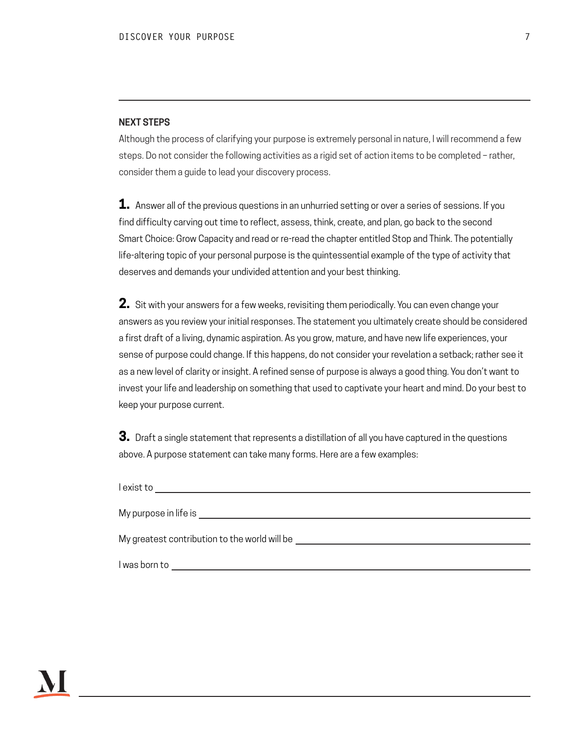## NEXT STEPS

Although the process of clarifying your purpose is extremely personal in nature, I will recommend a few steps. Do not consider the following activities as a rigid set of action items to be completed – rather, consider them a guide to lead your discovery process.

**1.** Answer all of the previous questions in an unhurried setting or over a series of sessions. If you find difficulty carving out time to reflect, assess, think, create, and plan, go back to the second Smart Choice: Grow Capacity and read or re-read the chapter entitled Stop and Think. The potentially life-altering topic of your personal purpose is the quintessential example of the type of activity that deserves and demands your undivided attention and your best thinking.

**2.** Sit with your answers for a few weeks, revisiting them periodically. You can even change your answers as you review your initial responses. The statement you ultimately create should be considered a first draft of a living, dynamic aspiration. As you grow, mature, and have new life experiences, your sense of purpose could change. If this happens, do not consider your revelation a setback; rather see it as a new level of clarity or insight. A refined sense of purpose is always a good thing. You don't want to invest your life and leadership on something that used to captivate your heart and mind. Do your best to keep your purpose current.

**3.** Draft a single statement that represents a distillation of all you have captured in the questions above. A purpose statement can take many forms. Here are a few examples:

I exist to ____________________________________________

My purpose in life is ____________________________________________

My greatest contribution to the world will be ____________________________________________

I was born to ____________________________________________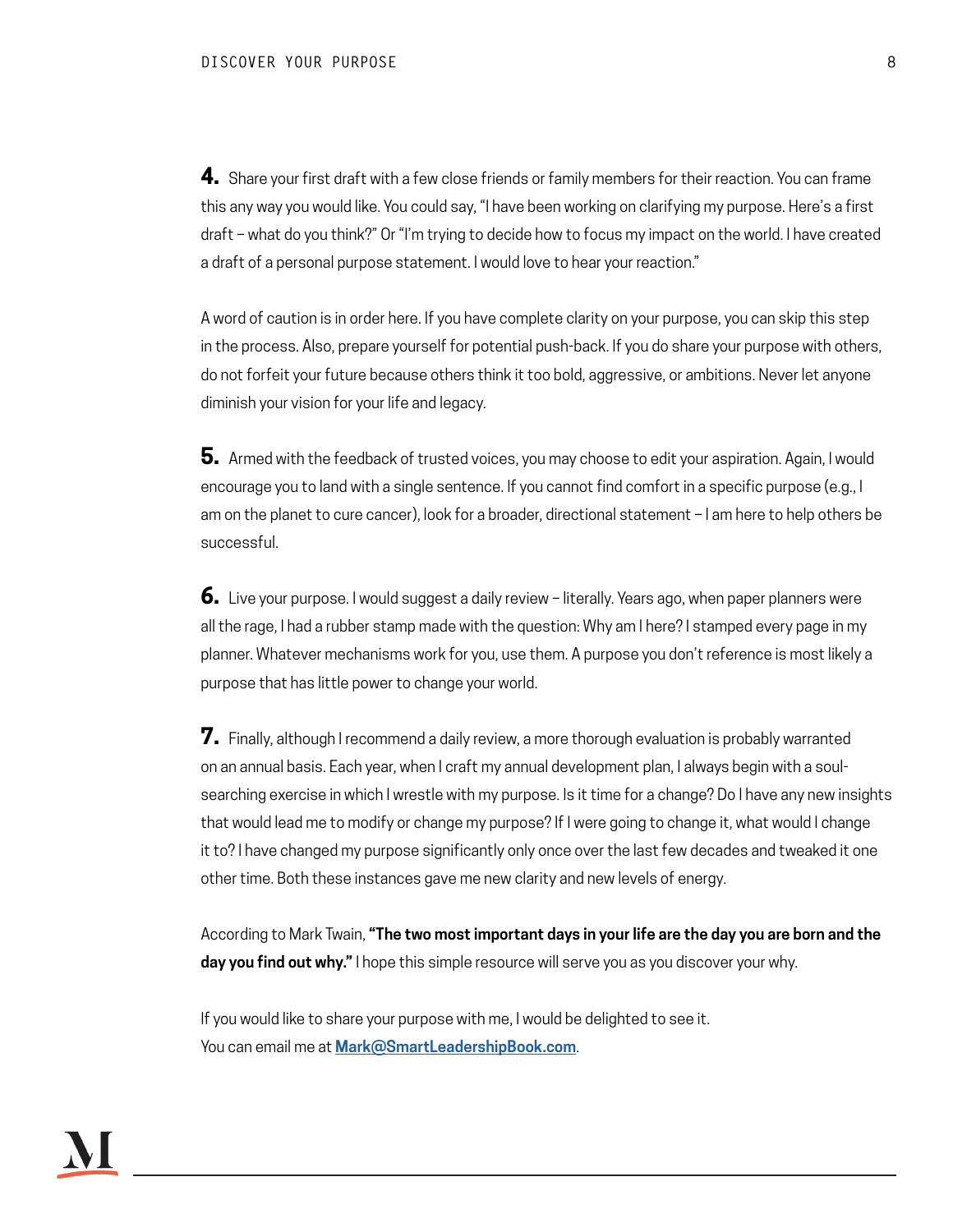**4.** Share your first draft with a few close friends or family members for their reaction. You can frame this any way you would like. You could say, "I have been working on clarifying my purpose. Here's a first draft – what do you think?" Or "I'm trying to decide how to focus my impact on the world. I have created a draft of a personal purpose statement. I would love to hear your reaction."

A word of caution is in order here. If you have complete clarity on your purpose, you can skip this step in the process. Also, prepare yourself for potential push-back. If you do share your purpose with others, do not forfeit your future because others think it too bold, aggressive, or ambitions. Never let anyone diminish your vision for your life and legacy.

**5.** Armed with the feedback of trusted voices, you may choose to edit your aspiration. Again, I would encourage you to land with a single sentence. If you cannot find comfort in a specific purpose (e.g., I am on the planet to cure cancer), look for a broader, directional statement – I am here to help others be successful.

**6.** Live your purpose. I would suggest a daily review – literally. Years ago, when paper planners were all the rage, I had a rubber stamp made with the question: Why am I here? I stamped every page in my planner. Whatever mechanisms work for you, use them. A purpose you don't reference is most likely a purpose that has little power to change your world.

**7.** Finally, although I recommend a daily review, a more thorough evaluation is probably warranted on an annual basis. Each year, when I craft my annual development plan, I always begin with a soul-searching exercise in which I wrestle with my purpose. Is it time for a change? Do I have any new insights that would lead me to modify or change my purpose? If I were going to change it, what would I change it to? I have changed my purpose significantly only once over the last few decades and tweaked it one other time. Both these instances gave me new clarity and new levels of energy.

According to Mark Twain, **"The two most important days in your life are the day you are born and the day you find out why."** I hope this simple resource will serve you as you discover your why.

If you would like to share your purpose with me, I would be delighted to see it.
You can email me at **Mark@SmartLeadershipBook.com**.